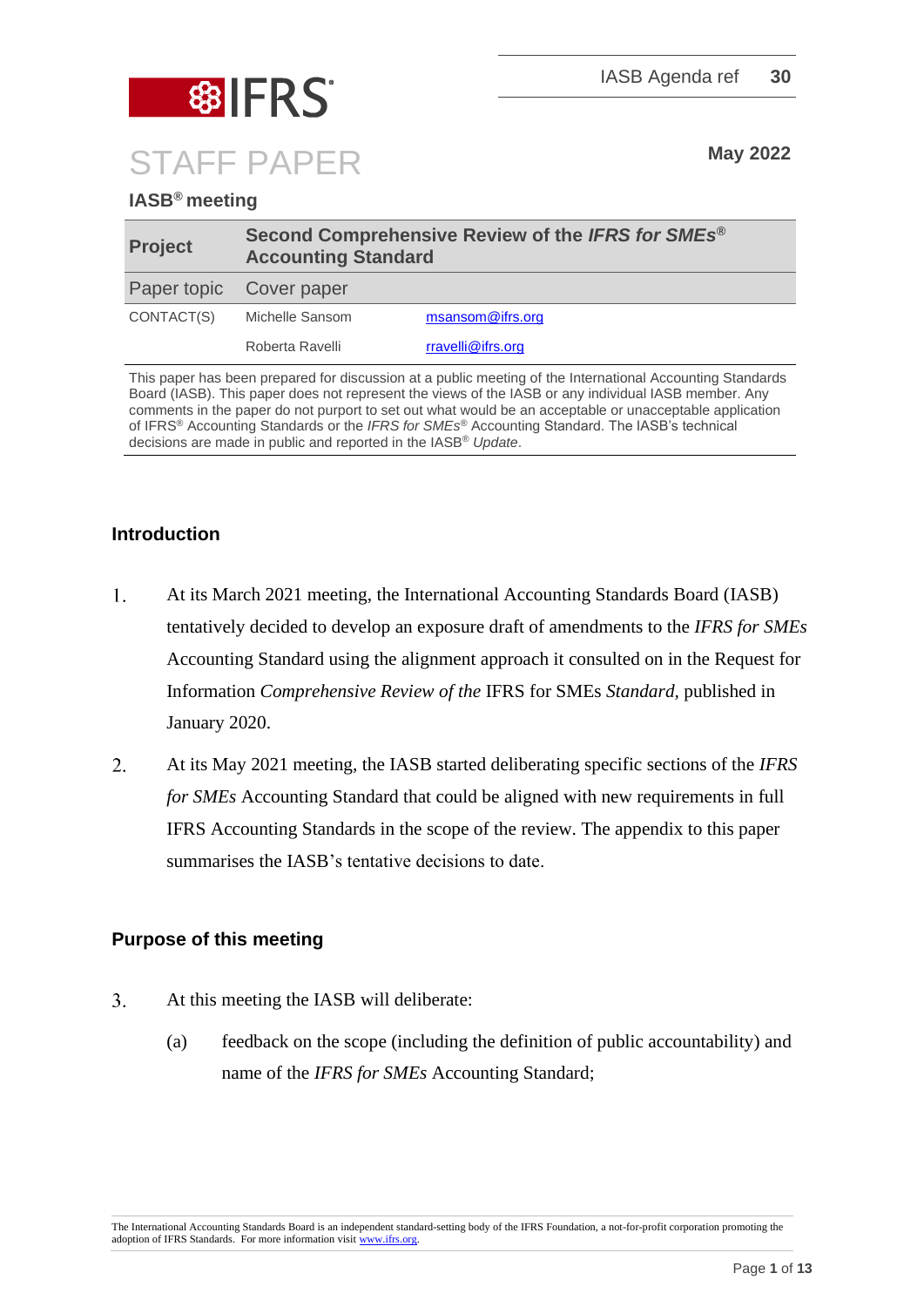IASB Agenda ref **30**

# STAFF PAPER

**May 2022**

**IASB® meeting**

| **Project** | **Second Comprehensive Review of the *IFRS for SMEs*® Accounting Standard** | |
|---|---|---|
| Paper topic | Cover paper | |
| CONTACT(S) | Michelle Sansom | msansom@ifrs.org |
| | Roberta Ravelli | rravelli@ifrs.org |

This paper has been prepared for discussion at a public meeting of the International Accounting Standards Board (IASB). This paper does not represent the views of the IASB or any individual IASB member. Any comments in the paper do not purport to set out what would be an acceptable or unacceptable application of IFRS® Accounting Standards or the *IFRS for SMEs*® Accounting Standard. The IASB's technical decisions are made in public and reported in the IASB® *Update*.

## Introduction

1. At its March 2021 meeting, the International Accounting Standards Board (IASB) tentatively decided to develop an exposure draft of amendments to the *IFRS for SMEs* Accounting Standard using the alignment approach it consulted on in the Request for Information *Comprehensive Review of the* IFRS for SMEs *Standard*, published in January 2020.

2. At its May 2021 meeting, the IASB started deliberating specific sections of the *IFRS for SMEs* Accounting Standard that could be aligned with new requirements in full IFRS Accounting Standards in the scope of the review. The appendix to this paper summarises the IASB's tentative decisions to date.

## Purpose of this meeting

3. At this meeting the IASB will deliberate:

   (a) feedback on the scope (including the definition of public accountability) and name of the *IFRS for SMEs* Accounting Standard;

The International Accounting Standards Board is an independent standard-setting body of the IFRS Foundation, a not-for-profit corporation promoting the adoption of IFRS Standards. For more information visit www.ifrs.org.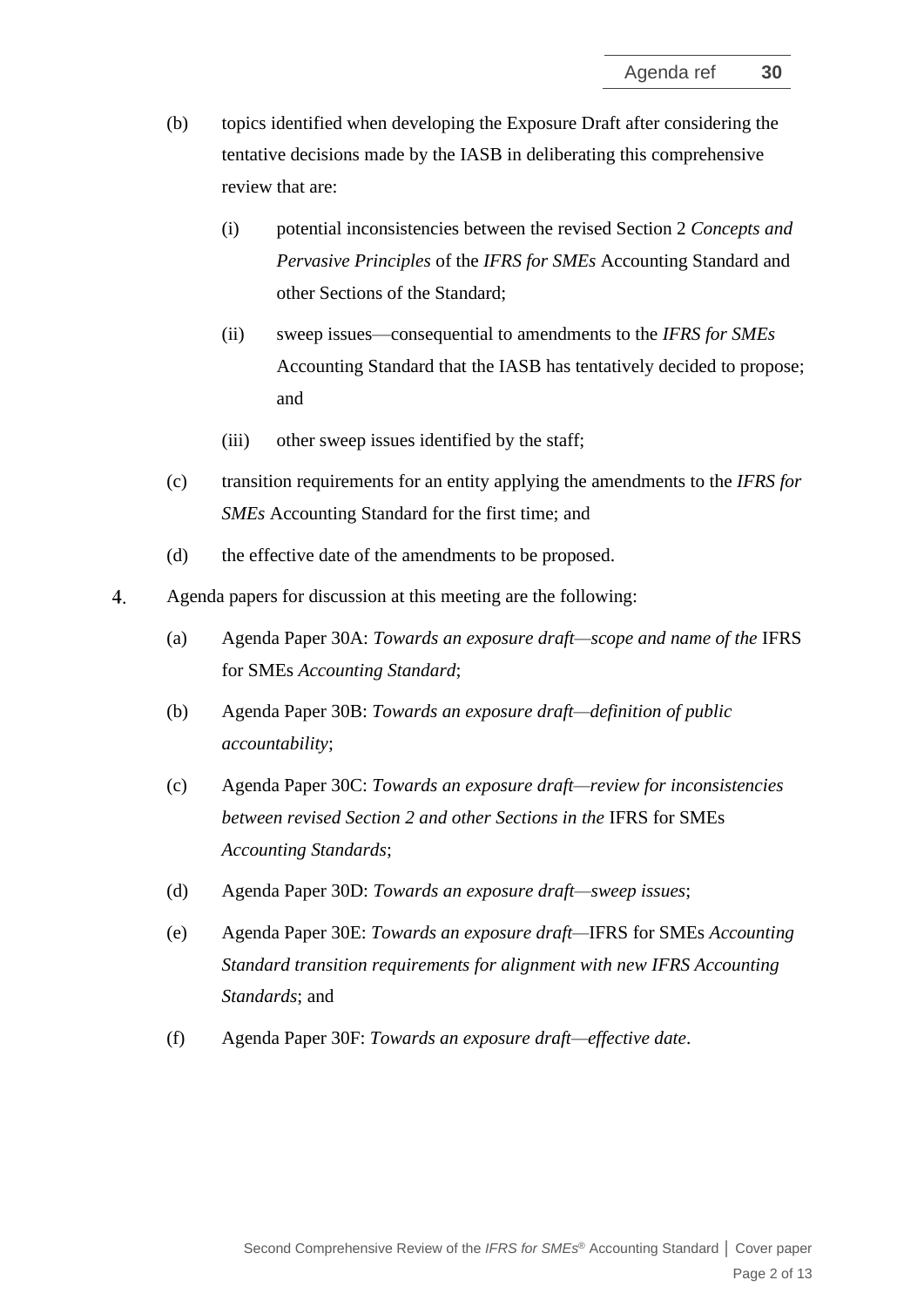(b) topics identified when developing the Exposure Draft after considering the tentative decisions made by the IASB in deliberating this comprehensive review that are:

    (i) potential inconsistencies between the revised Section 2 *Concepts and Pervasive Principles* of the *IFRS for SMEs* Accounting Standard and other Sections of the Standard;

    (ii) sweep issues—consequential to amendments to the *IFRS for SMEs* Accounting Standard that the IASB has tentatively decided to propose; and

    (iii) other sweep issues identified by the staff;

(c) transition requirements for an entity applying the amendments to the *IFRS for SMEs* Accounting Standard for the first time; and

(d) the effective date of the amendments to be proposed.

4. Agenda papers for discussion at this meeting are the following:

    (a) Agenda Paper 30A: *Towards an exposure draft—scope and name of the* IFRS for SMEs *Accounting Standard*;

    (b) Agenda Paper 30B: *Towards an exposure draft—definition of public accountability*;

    (c) Agenda Paper 30C: *Towards an exposure draft—review for inconsistencies between revised Section 2 and other Sections in the* IFRS for SMEs *Accounting Standards*;

    (d) Agenda Paper 30D: *Towards an exposure draft—sweep issues*;

    (e) Agenda Paper 30E: *Towards an exposure draft—*IFRS for SMEs *Accounting Standard transition requirements for alignment with new IFRS Accounting Standards*; and

    (f) Agenda Paper 30F: *Towards an exposure draft—effective date*.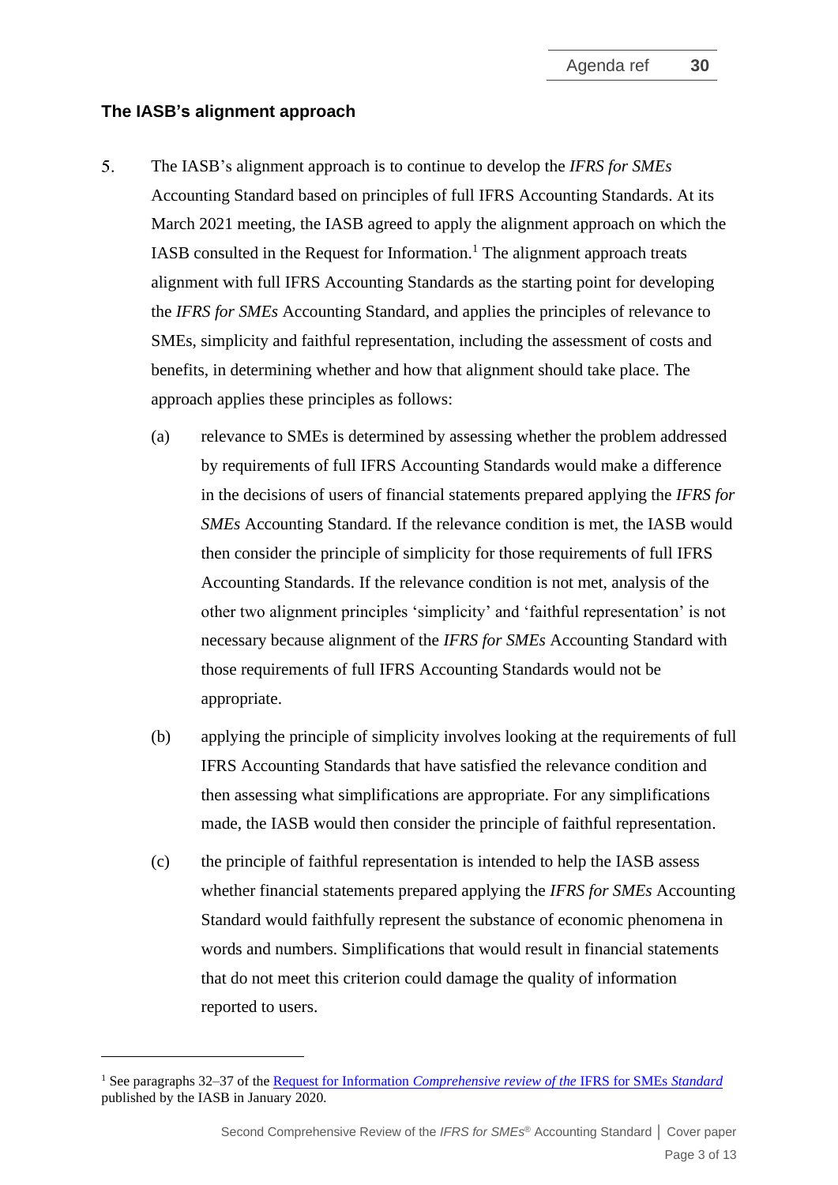## The IASB's alignment approach

5. The IASB's alignment approach is to continue to develop the *IFRS for SMEs* Accounting Standard based on principles of full IFRS Accounting Standards. At its March 2021 meeting, the IASB agreed to apply the alignment approach on which the IASB consulted in the Request for Information.[1] The alignment approach treats alignment with full IFRS Accounting Standards as the starting point for developing the *IFRS for SMEs* Accounting Standard, and applies the principles of relevance to SMEs, simplicity and faithful representation, including the assessment of costs and benefits, in determining whether and how that alignment should take place. The approach applies these principles as follows:

   (a) relevance to SMEs is determined by assessing whether the problem addressed by requirements of full IFRS Accounting Standards would make a difference in the decisions of users of financial statements prepared applying the *IFRS for SMEs* Accounting Standard. If the relevance condition is met, the IASB would then consider the principle of simplicity for those requirements of full IFRS Accounting Standards. If the relevance condition is not met, analysis of the other two alignment principles 'simplicity' and 'faithful representation' is not necessary because alignment of the *IFRS for SMEs* Accounting Standard with those requirements of full IFRS Accounting Standards would not be appropriate.

   (b) applying the principle of simplicity involves looking at the requirements of full IFRS Accounting Standards that have satisfied the relevance condition and then assessing what simplifications are appropriate. For any simplifications made, the IASB would then consider the principle of faithful representation.

   (c) the principle of faithful representation is intended to help the IASB assess whether financial statements prepared applying the *IFRS for SMEs* Accounting Standard would faithfully represent the substance of economic phenomena in words and numbers. Simplifications that would result in financial statements that do not meet this criterion could damage the quality of information reported to users.

---

[1] See paragraphs 32–37 of the Request for Information *Comprehensive review of the* IFRS for SMEs *Standard* published by the IASB in January 2020.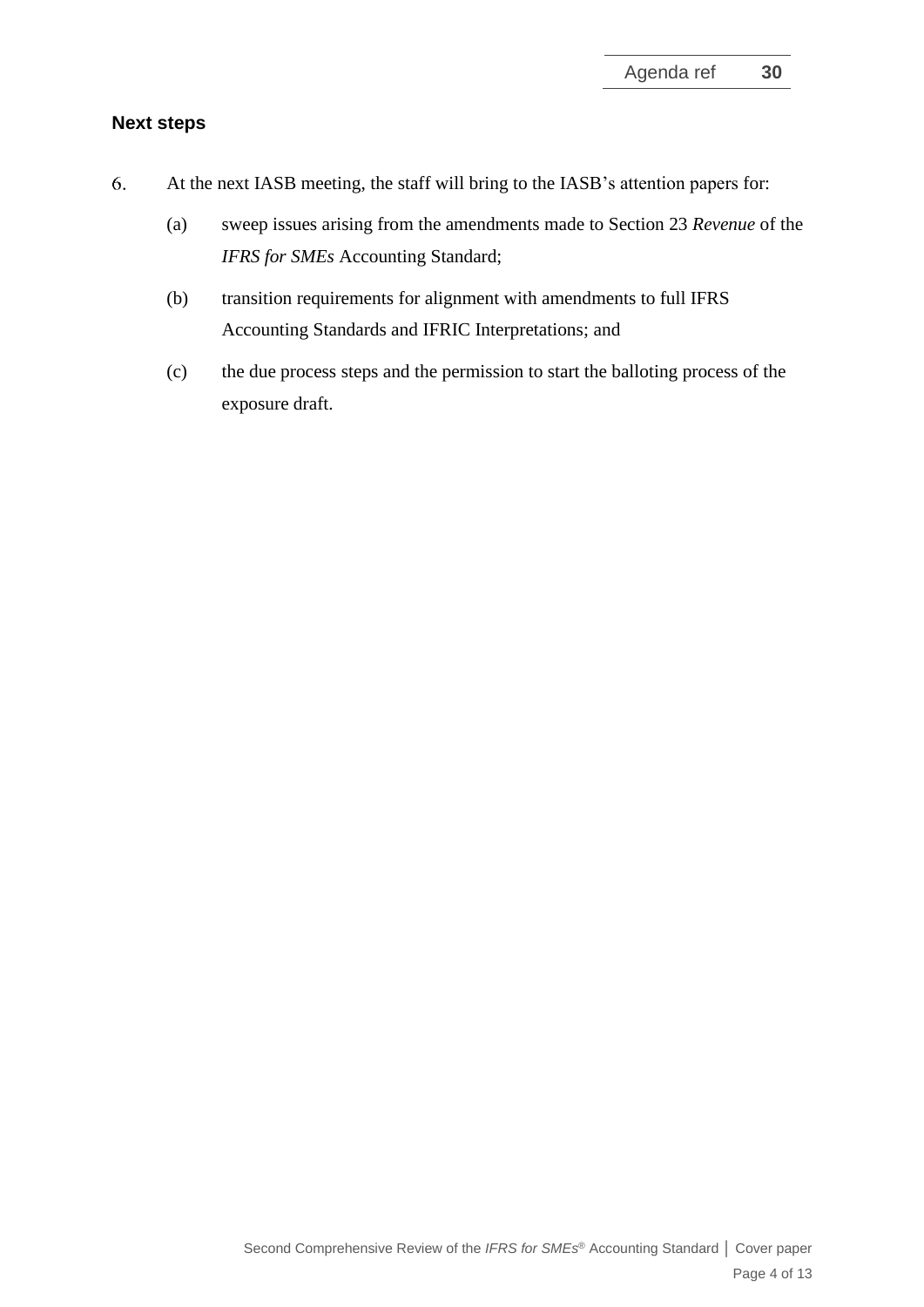## Next steps

6. At the next IASB meeting, the staff will bring to the IASB's attention papers for:

   (a) sweep issues arising from the amendments made to Section 23 *Revenue* of the *IFRS for SMEs* Accounting Standard;

   (b) transition requirements for alignment with amendments to full IFRS Accounting Standards and IFRIC Interpretations; and

   (c) the due process steps and the permission to start the balloting process of the exposure draft.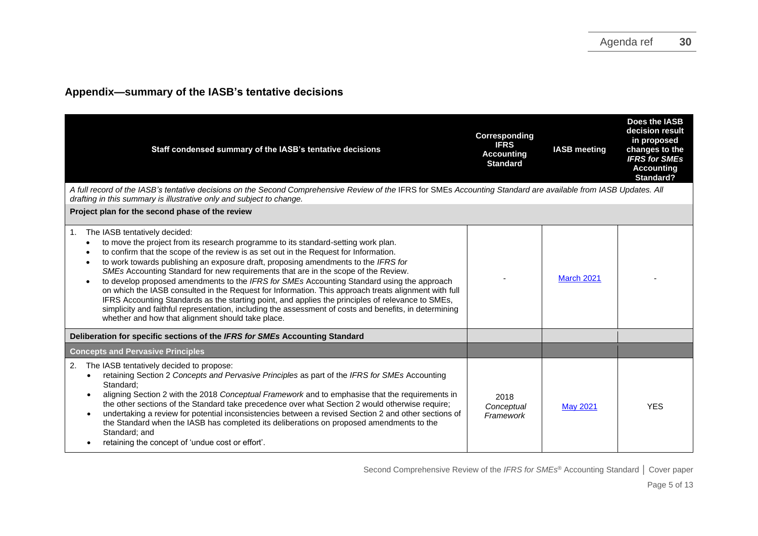## Appendix—summary of the IASB's tentative decisions

| Staff condensed summary of the IASB's tentative decisions | Corresponding IFRS Accounting Standard | IASB meeting | Does the IASB decision result in proposed changes to the *IFRS for SMEs* Accounting Standard? |
|---|---|---|---|
| *A full record of the IASB's tentative decisions on the Second Comprehensive Review of the* IFRS for SMEs *Accounting Standard are available from IASB Updates. All drafting in this summary is illustrative only and subject to change.* | | | |
| **Project plan for the second phase of the review** | | | |
| 1. The IASB tentatively decided:<br>• to move the project from its research programme to its standard-setting work plan.<br>• to confirm that the scope of the review is as set out in the Request for Information.<br>• to work towards publishing an exposure draft, proposing amendments to the *IFRS for SMEs* Accounting Standard for new requirements that are in the scope of the Review.<br>• to develop proposed amendments to the *IFRS for SMEs* Accounting Standard using the approach on which the IASB consulted in the Request for Information. This approach treats alignment with full IFRS Accounting Standards as the starting point, and applies the principles of relevance to SMEs, simplicity and faithful representation, including the assessment of costs and benefits, in determining whether and how that alignment should take place. | - | March 2021 | - |
| **Deliberation for specific sections of the *IFRS for SMEs* Accounting Standard** | | | |
| **Concepts and Pervasive Principles** | | | |
| 2. The IASB tentatively decided to propose:<br>• retaining Section 2 *Concepts and Pervasive Principles* as part of the *IFRS for SMEs* Accounting Standard;<br>• aligning Section 2 with the 2018 *Conceptual Framework* and to emphasise that the requirements in the other sections of the Standard take precedence over what Section 2 would otherwise require;<br>• undertaking a review for potential inconsistencies between a revised Section 2 and other sections of the Standard when the IASB has completed its deliberations on proposed amendments to the Standard; and<br>• retaining the concept of 'undue cost or effort'. | 2018 *Conceptual Framework* | May 2021 | YES |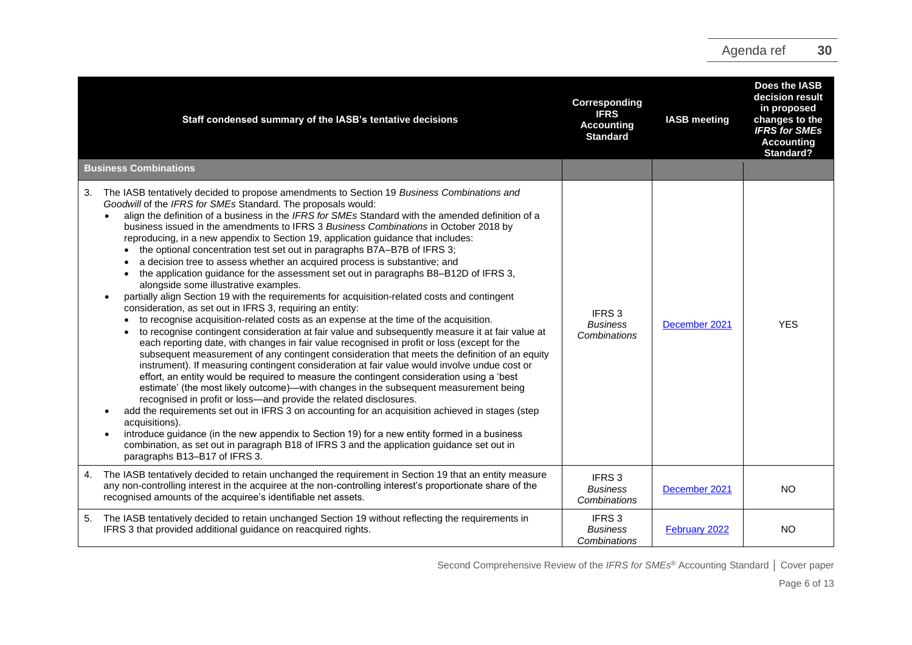| Staff condensed summary of the IASB's tentative decisions | Corresponding IFRS Accounting Standard | IASB meeting | Does the IASB decision result in proposed changes to the *IFRS for SMEs* Accounting Standard? |
|---|---|---|---|
| **Business Combinations** | | | |
| 3. The IASB tentatively decided to propose amendments to Section 19 *Business Combinations and Goodwill* of the *IFRS for SMEs* Standard. The proposals would: <br>• align the definition of a business in the *IFRS for SMEs* Standard with the amended definition of a business issued in the amendments to IFRS 3 *Business Combinations* in October 2018 by reproducing, in a new appendix to Section 19, application guidance that includes: <br>&nbsp;&nbsp;• the optional concentration test set out in paragraphs B7A–B7B of IFRS 3; <br>&nbsp;&nbsp;• a decision tree to assess whether an acquired process is substantive; and <br>&nbsp;&nbsp;• the application guidance for the assessment set out in paragraphs B8–B12D of IFRS 3, alongside some illustrative examples. <br>• partially align Section 19 with the requirements for acquisition-related costs and contingent consideration, as set out in IFRS 3, requiring an entity: <br>&nbsp;&nbsp;• to recognise acquisition-related costs as an expense at the time of the acquisition. <br>&nbsp;&nbsp;• to recognise contingent consideration at fair value and subsequently measure it at fair value at each reporting date, with changes in fair value recognised in profit or loss (except for the subsequent measurement of any contingent consideration that meets the definition of an equity instrument). If measuring contingent consideration at fair value would involve undue cost or effort, an entity would be required to measure the contingent consideration using a 'best estimate' (the most likely outcome)—with changes in the subsequent measurement being recognised in profit or loss—and provide the related disclosures. <br>• add the requirements set out in IFRS 3 on accounting for an acquisition achieved in stages (step acquisitions). <br>• introduce guidance (in the new appendix to Section 19) for a new entity formed in a business combination, as set out in paragraph B18 of IFRS 3 and the application guidance set out in paragraphs B13–B17 of IFRS 3. | IFRS 3 *Business Combinations* | December 2021 | YES |
| 4. The IASB tentatively decided to retain unchanged the requirement in Section 19 that an entity measure any non-controlling interest in the acquiree at the non-controlling interest's proportionate share of the recognised amounts of the acquiree's identifiable net assets. | IFRS 3 *Business Combinations* | December 2021 | NO |
| 5. The IASB tentatively decided to retain unchanged Section 19 without reflecting the requirements in IFRS 3 that provided additional guidance on reacquired rights. | IFRS 3 *Business Combinations* | February 2022 | NO |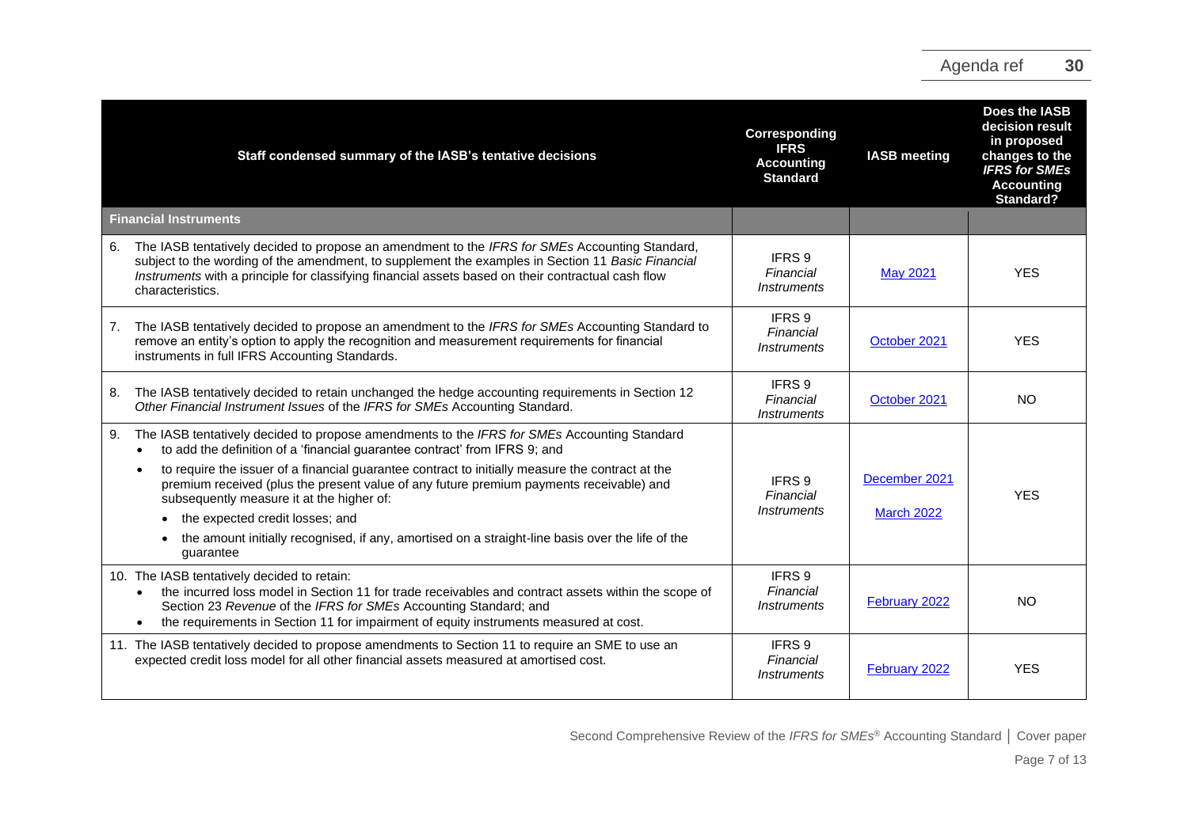| Staff condensed summary of the IASB's tentative decisions | Corresponding IFRS Accounting Standard | IASB meeting | Does the IASB decision result in proposed changes to the *IFRS for SMEs* Accounting Standard? |
|---|---|---|---|
| **Financial Instruments** | | | |
| 6. The IASB tentatively decided to propose an amendment to the *IFRS for SMEs* Accounting Standard, subject to the wording of the amendment, to supplement the examples in Section 11 *Basic Financial Instruments* with a principle for classifying financial assets based on their contractual cash flow characteristics. | IFRS 9 *Financial Instruments* | May 2021 | YES |
| 7. The IASB tentatively decided to propose an amendment to the *IFRS for SMEs* Accounting Standard to remove an entity's option to apply the recognition and measurement requirements for financial instruments in full IFRS Accounting Standards. | IFRS 9 *Financial Instruments* | October 2021 | YES |
| 8. The IASB tentatively decided to retain unchanged the hedge accounting requirements in Section 12 *Other Financial Instrument Issues* of the *IFRS for SMEs* Accounting Standard. | IFRS 9 *Financial Instruments* | October 2021 | NO |
| 9. The IASB tentatively decided to propose amendments to the *IFRS for SMEs* Accounting Standard<br>• to add the definition of a 'financial guarantee contract' from IFRS 9; and<br>• to require the issuer of a financial guarantee contract to initially measure the contract at the premium received (plus the present value of any future premium payments receivable) and subsequently measure it at the higher of:<br>  • the expected credit losses; and<br>  • the amount initially recognised, if any, amortised on a straight-line basis over the life of the guarantee | IFRS 9 *Financial Instruments* | December 2021<br>March 2022 | YES |
| 10. The IASB tentatively decided to retain:<br>• the incurred loss model in Section 11 for trade receivables and contract assets within the scope of Section 23 *Revenue* of the *IFRS for SMEs* Accounting Standard; and<br>• the requirements in Section 11 for impairment of equity instruments measured at cost. | IFRS 9 *Financial Instruments* | February 2022 | NO |
| 11. The IASB tentatively decided to propose amendments to Section 11 to require an SME to use an expected credit loss model for all other financial assets measured at amortised cost. | IFRS 9 *Financial Instruments* | February 2022 | YES |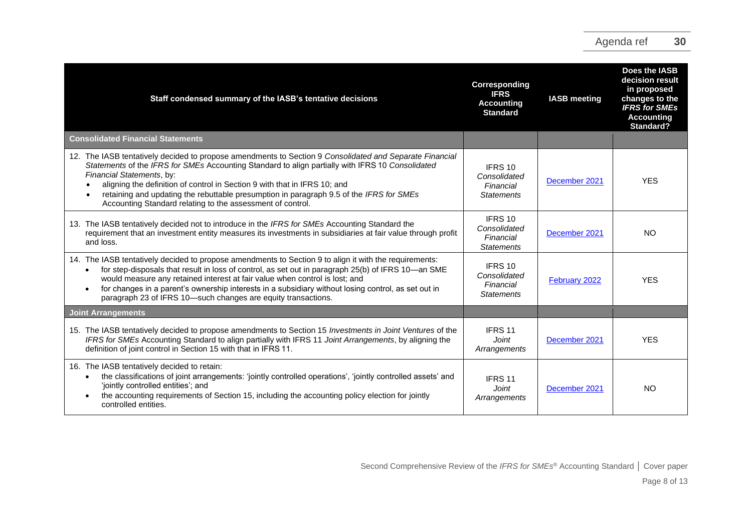| Staff condensed summary of the IASB's tentative decisions | Corresponding IFRS Accounting Standard | IASB meeting | Does the IASB decision result in proposed changes to the *IFRS for SMEs* Accounting Standard? |
|---|---|---|---|
| **Consolidated Financial Statements** | | | |
| 12. The IASB tentatively decided to propose amendments to Section 9 *Consolidated and Separate Financial Statements* of the *IFRS for SMEs* Accounting Standard to align partially with IFRS 10 *Consolidated Financial Statements*, by: <br>• aligning the definition of control in Section 9 with that in IFRS 10; and <br>• retaining and updating the rebuttable presumption in paragraph 9.5 of the *IFRS for SMEs* Accounting Standard relating to the assessment of control. | IFRS 10 *Consolidated Financial Statements* | December 2021 | YES |
| 13. The IASB tentatively decided not to introduce in the *IFRS for SMEs* Accounting Standard the requirement that an investment entity measures its investments in subsidiaries at fair value through profit and loss. | IFRS 10 *Consolidated Financial Statements* | December 2021 | NO |
| 14. The IASB tentatively decided to propose amendments to Section 9 to align it with the requirements: <br>• for step-disposals that result in loss of control, as set out in paragraph 25(b) of IFRS 10—an SME would measure any retained interest at fair value when control is lost; and <br>• for changes in a parent's ownership interests in a subsidiary without losing control, as set out in paragraph 23 of IFRS 10—such changes are equity transactions. | IFRS 10 *Consolidated Financial Statements* | February 2022 | YES |
| **Joint Arrangements** | | | |
| 15. The IASB tentatively decided to propose amendments to Section 15 *Investments in Joint Ventures* of the *IFRS for SMEs* Accounting Standard to align partially with IFRS 11 *Joint Arrangements*, by aligning the definition of joint control in Section 15 with that in IFRS 11. | IFRS 11 *Joint Arrangements* | December 2021 | YES |
| 16. The IASB tentatively decided to retain: <br>• the classifications of joint arrangements: 'jointly controlled operations', 'jointly controlled assets' and 'jointly controlled entities'; and <br>• the accounting requirements of Section 15, including the accounting policy election for jointly controlled entities. | IFRS 11 *Joint Arrangements* | December 2021 | NO |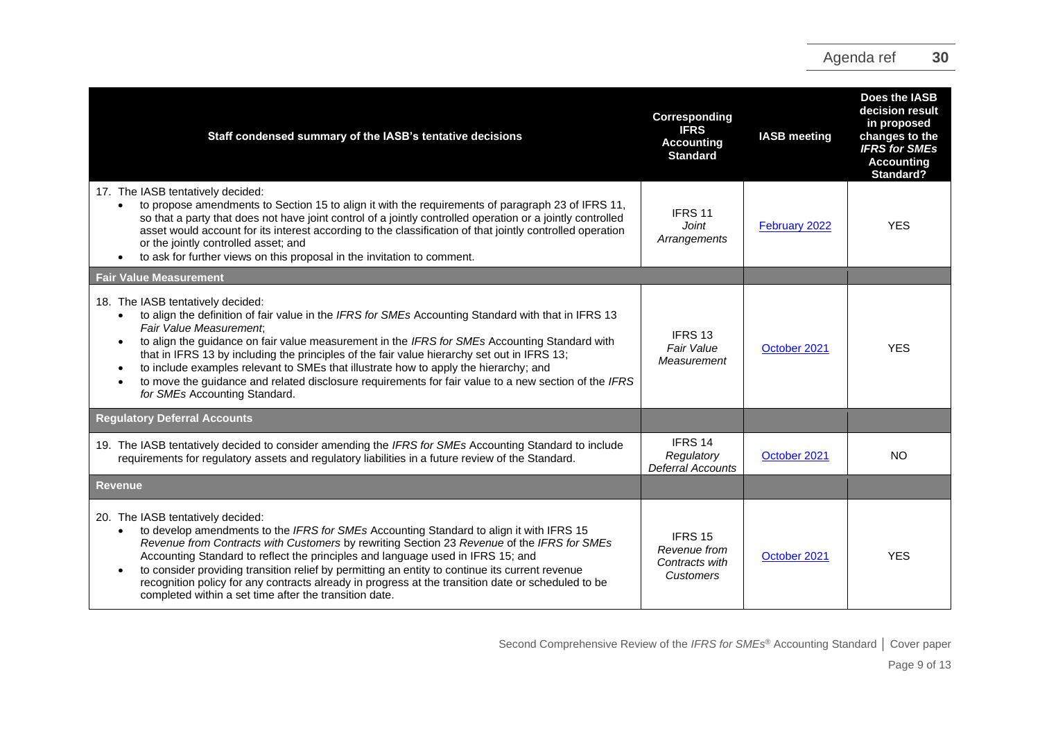| Staff condensed summary of the IASB's tentative decisions | Corresponding IFRS Accounting Standard | IASB meeting | Does the IASB decision result in proposed changes to the *IFRS for SMEs* Accounting Standard? |
|---|---|---|---|
| 17. The IASB tentatively decided:<br>• to propose amendments to Section 15 to align it with the requirements of paragraph 23 of IFRS 11, so that a party that does not have joint control of a jointly controlled operation or a jointly controlled asset would account for its interest according to the classification of that jointly controlled operation or the jointly controlled asset; and<br>• to ask for further views on this proposal in the invitation to comment. | IFRS 11 *Joint Arrangements* | February 2022 | YES |
| **Fair Value Measurement** | | | |
| 18. The IASB tentatively decided:<br>• to align the definition of fair value in the *IFRS for SMEs* Accounting Standard with that in IFRS 13 *Fair Value Measurement*;<br>• to align the guidance on fair value measurement in the *IFRS for SMEs* Accounting Standard with that in IFRS 13 by including the principles of the fair value hierarchy set out in IFRS 13;<br>• to include examples relevant to SMEs that illustrate how to apply the hierarchy; and<br>• to move the guidance and related disclosure requirements for fair value to a new section of the *IFRS for SMEs* Accounting Standard. | IFRS 13 *Fair Value Measurement* | October 2021 | YES |
| **Regulatory Deferral Accounts** | | | |
| 19. The IASB tentatively decided to consider amending the *IFRS for SMEs* Accounting Standard to include requirements for regulatory assets and regulatory liabilities in a future review of the Standard. | IFRS 14 *Regulatory Deferral Accounts* | October 2021 | NO |
| **Revenue** | | | |
| 20. The IASB tentatively decided:<br>• to develop amendments to the *IFRS for SMEs* Accounting Standard to align it with IFRS 15 *Revenue from Contracts with Customers* by rewriting Section 23 *Revenue* of the *IFRS for SMEs* Accounting Standard to reflect the principles and language used in IFRS 15; and<br>• to consider providing transition relief by permitting an entity to continue its current revenue recognition policy for any contracts already in progress at the transition date or scheduled to be completed within a set time after the transition date. | IFRS 15 *Revenue from Contracts with Customers* | October 2021 | YES |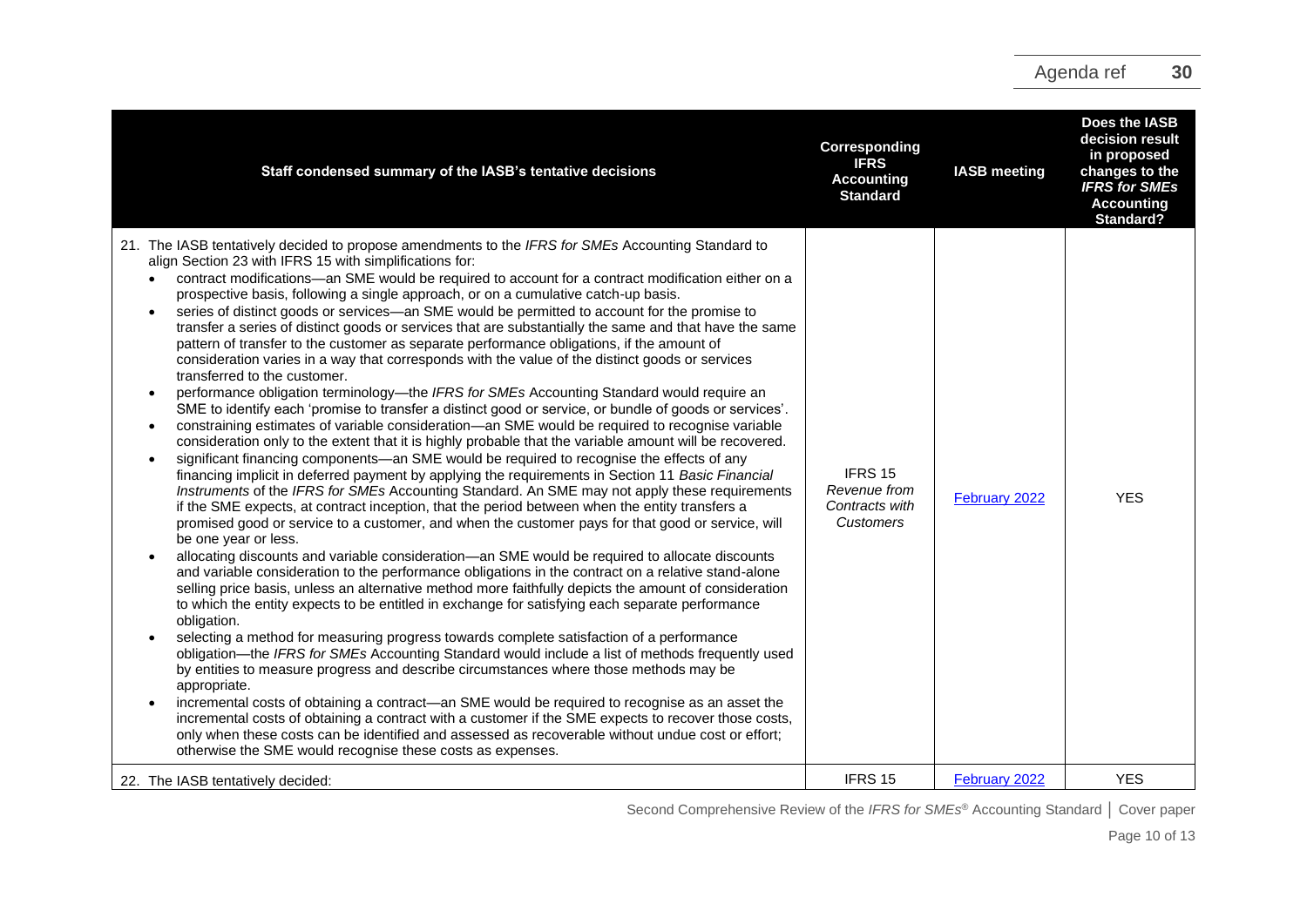| Staff condensed summary of the IASB's tentative decisions | Corresponding IFRS Accounting Standard | IASB meeting | Does the IASB decision result in proposed changes to the *IFRS for SMEs* Accounting Standard? |
|---|---|---|---|
| 21. The IASB tentatively decided to propose amendments to the *IFRS for SMEs* Accounting Standard to align Section 23 with IFRS 15 with simplifications for:<br>• contract modifications—an SME would be required to account for a contract modification either on a prospective basis, following a single approach, or on a cumulative catch-up basis.<br>• series of distinct goods or services—an SME would be permitted to account for the promise to transfer a series of distinct goods or services that are substantially the same and that have the same pattern of transfer to the customer as separate performance obligations, if the amount of consideration varies in a way that corresponds with the value of the distinct goods or services transferred to the customer.<br>• performance obligation terminology—the *IFRS for SMEs* Accounting Standard would require an SME to identify each 'promise to transfer a distinct good or service, or bundle of goods or services'.<br>• constraining estimates of variable consideration—an SME would be required to recognise variable consideration only to the extent that it is highly probable that the variable amount will be recovered.<br>• significant financing components—an SME would be required to recognise the effects of any financing implicit in deferred payment by applying the requirements in Section 11 *Basic Financial Instruments* of the *IFRS for SMEs* Accounting Standard. An SME may not apply these requirements if the SME expects, at contract inception, that the period between when the entity transfers a promised good or service to a customer, and when the customer pays for that good or service, will be one year or less.<br>• allocating discounts and variable consideration—an SME would be required to allocate discounts and variable consideration to the performance obligations in the contract on a relative stand-alone selling price basis, unless an alternative method more faithfully depicts the amount of consideration to which the entity expects to be entitled in exchange for satisfying each separate performance obligation.<br>• selecting a method for measuring progress towards complete satisfaction of a performance obligation—the *IFRS for SMEs* Accounting Standard would include a list of methods frequently used by entities to measure progress and describe circumstances where those methods may be appropriate.<br>• incremental costs of obtaining a contract—an SME would be required to recognise as an asset the incremental costs of obtaining a contract with a customer if the SME expects to recover those costs, only when these costs can be identified and assessed as recoverable without undue cost or effort; otherwise the SME would recognise these costs as expenses. | IFRS 15 *Revenue from Contracts with Customers* | February 2022 | YES |
| 22. The IASB tentatively decided: | IFRS 15 | February 2022 | YES |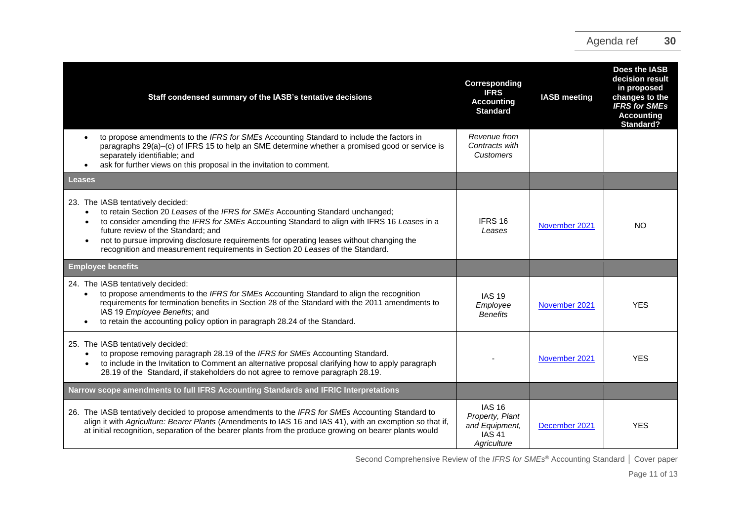| Staff condensed summary of the IASB's tentative decisions | Corresponding IFRS Accounting Standard | IASB meeting | Does the IASB decision result in proposed changes to the *IFRS for SMEs* Accounting Standard? |
|---|---|---|---|
| • to propose amendments to the *IFRS for SMEs* Accounting Standard to include the factors in paragraphs 29(a)–(c) of IFRS 15 to help an SME determine whether a promised good or service is separately identifiable; and<br>• ask for further views on this proposal in the invitation to comment. | *Revenue from Contracts with Customers* | | |
| **Leases** | | | |
| 23. The IASB tentatively decided:<br>• to retain Section 20 *Leases* of the *IFRS for SMEs* Accounting Standard unchanged;<br>• to consider amending the *IFRS for SMEs* Accounting Standard to align with IFRS 16 *Leases* in a future review of the Standard; and<br>• not to pursue improving disclosure requirements for operating leases without changing the recognition and measurement requirements in Section 20 *Leases* of the Standard. | IFRS 16 *Leases* | November 2021 | NO |
| **Employee benefits** | | | |
| 24. The IASB tentatively decided:<br>• to propose amendments to the *IFRS for SMEs* Accounting Standard to align the recognition requirements for termination benefits in Section 28 of the Standard with the 2011 amendments to IAS 19 *Employee Benefits*; and<br>• to retain the accounting policy option in paragraph 28.24 of the Standard. | IAS 19 *Employee Benefits* | November 2021 | YES |
| 25. The IASB tentatively decided:<br>• to propose removing paragraph 28.19 of the *IFRS for SMEs* Accounting Standard.<br>• to include in the Invitation to Comment an alternative proposal clarifying how to apply paragraph 28.19 of the Standard, if stakeholders do not agree to remove paragraph 28.19. | - | November 2021 | YES |
| **Narrow scope amendments to full IFRS Accounting Standards and IFRIC Interpretations** | | | |
| 26. The IASB tentatively decided to propose amendments to the *IFRS for SMEs* Accounting Standard to align it with *Agriculture: Bearer Plants* (Amendments to IAS 16 and IAS 41), with an exemption so that if, at initial recognition, separation of the bearer plants from the produce growing on bearer plants would | IAS 16 *Property, Plant and Equipment,* IAS 41 *Agriculture* | December 2021 | YES |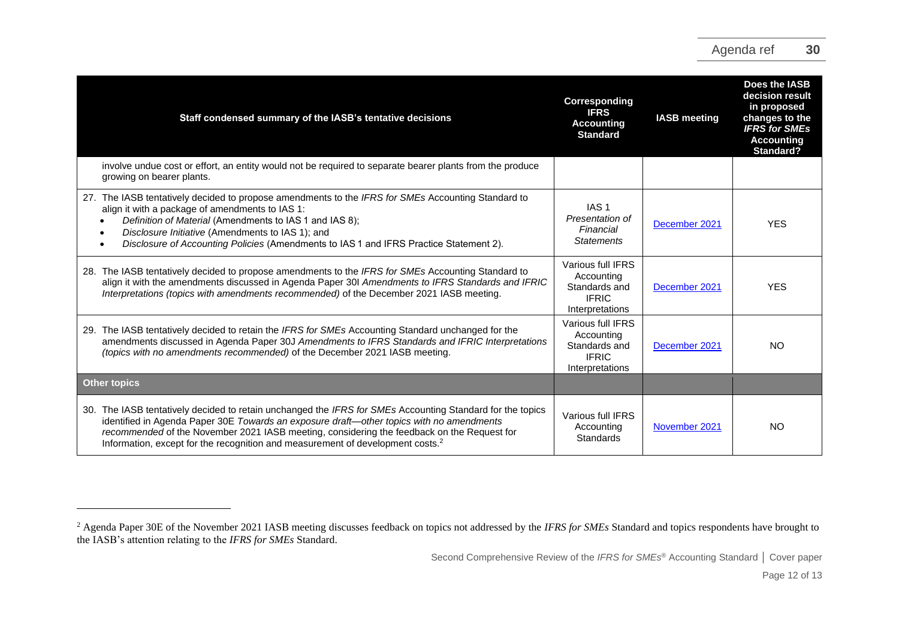| Staff condensed summary of the IASB's tentative decisions | Corresponding IFRS Accounting Standard | IASB meeting | Does the IASB decision result in proposed changes to the *IFRS for SMEs* Accounting Standard? |
|---|---|---|---|
| involve undue cost or effort, an entity would not be required to separate bearer plants from the produce growing on bearer plants. | | | |
| 27. The IASB tentatively decided to propose amendments to the *IFRS for SMEs* Accounting Standard to align it with a package of amendments to IAS 1:<br>• *Definition of Material* (Amendments to IAS 1 and IAS 8);<br>• *Disclosure Initiative* (Amendments to IAS 1); and<br>• *Disclosure of Accounting Policies* (Amendments to IAS 1 and IFRS Practice Statement 2). | IAS 1 *Presentation of Financial Statements* | December 2021 | YES |
| 28. The IASB tentatively decided to propose amendments to the *IFRS for SMEs* Accounting Standard to align it with the amendments discussed in Agenda Paper 30I *Amendments to IFRS Standards and IFRIC Interpretations (topics with amendments recommended)* of the December 2021 IASB meeting. | Various full IFRS Accounting Standards and IFRIC Interpretations | December 2021 | YES |
| 29. The IASB tentatively decided to retain the *IFRS for SMEs* Accounting Standard unchanged for the amendments discussed in Agenda Paper 30J *Amendments to IFRS Standards and IFRIC Interpretations (topics with no amendments recommended)* of the December 2021 IASB meeting. | Various full IFRS Accounting Standards and IFRIC Interpretations | December 2021 | NO |
| **Other topics** | | | |
| 30. The IASB tentatively decided to retain unchanged the *IFRS for SMEs* Accounting Standard for the topics identified in Agenda Paper 30E *Towards an exposure draft—other topics with no amendments recommended* of the November 2021 IASB meeting, considering the feedback on the Request for Information, except for the recognition and measurement of development costs.[2] | Various full IFRS Accounting Standards | November 2021 | NO |

[2] Agenda Paper 30E of the November 2021 IASB meeting discusses feedback on topics not addressed by the *IFRS for SMEs* Standard and topics respondents have brought to the IASB's attention relating to the *IFRS for SMEs* Standard.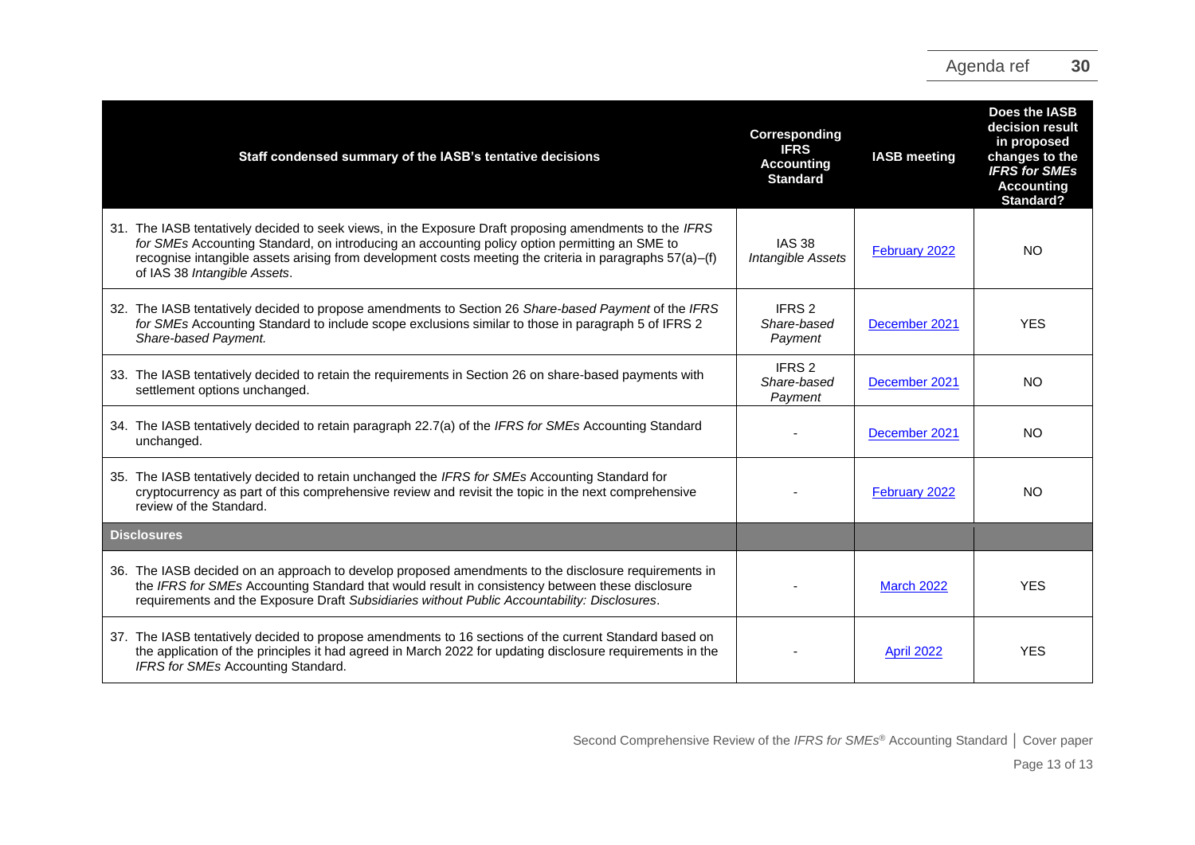| Staff condensed summary of the IASB's tentative decisions | Corresponding IFRS Accounting Standard | IASB meeting | Does the IASB decision result in proposed changes to the *IFRS for SMEs* Accounting Standard? |
|---|---|---|---|
| 31. The IASB tentatively decided to seek views, in the Exposure Draft proposing amendments to the *IFRS for SMEs* Accounting Standard, on introducing an accounting policy option permitting an SME to recognise intangible assets arising from development costs meeting the criteria in paragraphs 57(a)–(f) of IAS 38 *Intangible Assets*. | IAS 38 *Intangible Assets* | February 2022 | NO |
| 32. The IASB tentatively decided to propose amendments to Section 26 *Share-based Payment* of the *IFRS for SMEs* Accounting Standard to include scope exclusions similar to those in paragraph 5 of IFRS 2 *Share-based Payment.* | IFRS 2 *Share-based Payment* | December 2021 | YES |
| 33. The IASB tentatively decided to retain the requirements in Section 26 on share-based payments with settlement options unchanged. | IFRS 2 *Share-based Payment* | December 2021 | NO |
| 34. The IASB tentatively decided to retain paragraph 22.7(a) of the *IFRS for SMEs* Accounting Standard unchanged. | - | December 2021 | NO |
| 35. The IASB tentatively decided to retain unchanged the *IFRS for SMEs* Accounting Standard for cryptocurrency as part of this comprehensive review and revisit the topic in the next comprehensive review of the Standard. | - | February 2022 | NO |
| **Disclosures** | | | |
| 36. The IASB decided on an approach to develop proposed amendments to the disclosure requirements in the *IFRS for SMEs* Accounting Standard that would result in consistency between these disclosure requirements and the Exposure Draft *Subsidiaries without Public Accountability: Disclosures*. | - | March 2022 | YES |
| 37. The IASB tentatively decided to propose amendments to 16 sections of the current Standard based on the application of the principles it had agreed in March 2022 for updating disclosure requirements in the *IFRS for SMEs* Accounting Standard. | - | April 2022 | YES |